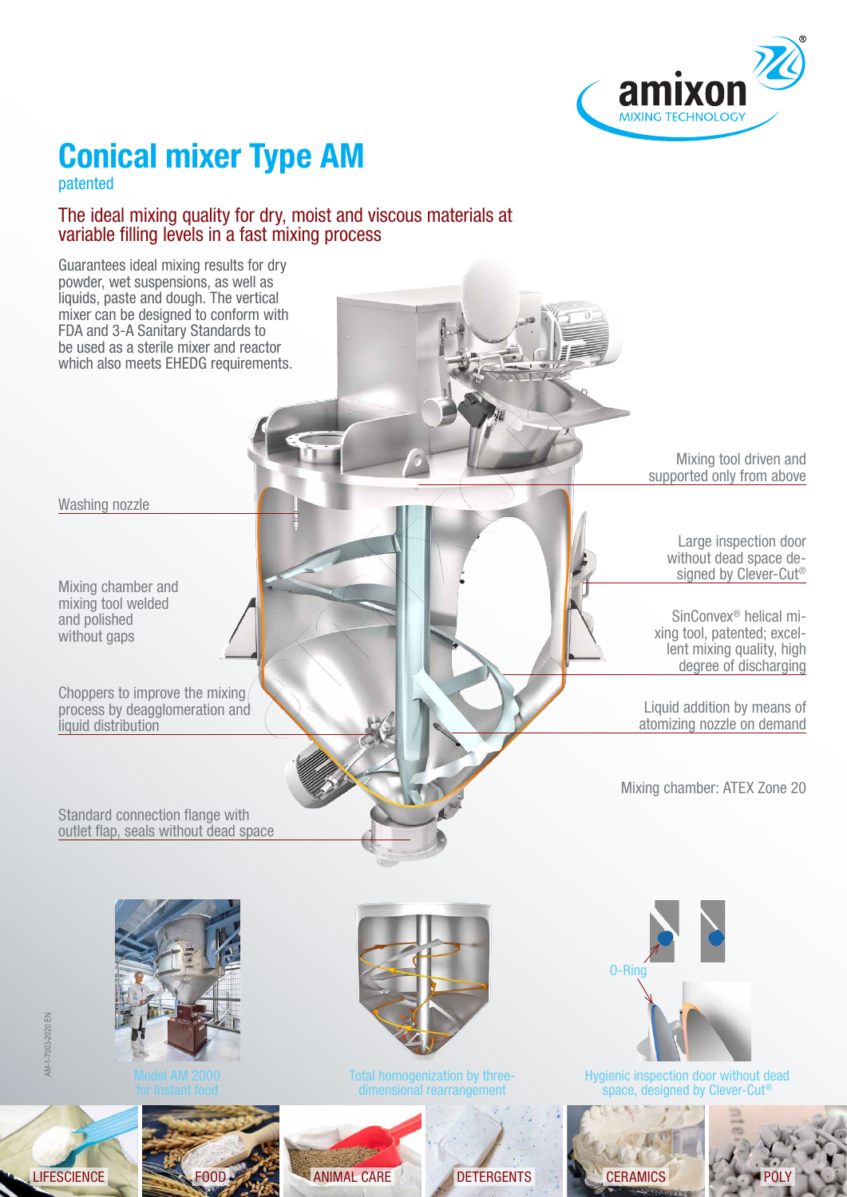# Conical mixer Type AM

patented

## The ideal mixing quality for dry, moist and viscous materials at variable filling levels in a fast mixing process

Guarantees ideal mixing results for dry powder, wet suspensions, as well as liquids, paste and dough. The vertical mixer can be designed to conform with FDA and 3-A Sanitary Standards to be used as a sterile mixer and reactor which also meets EHEDG requirements.

- Washing nozzle
- Mixing chamber and mixing tool welded and polished without gaps
- Choppers to improve the mixing process by deagglomeration and liquid distribution
- Standard connection flange with outlet flap, seals without dead space
- Mixing tool driven and supported only from above
- Large inspection door without dead space designed by Clever-Cut®
- SinConvex® helical mixing tool, patented; excellent mixing quality, high degree of discharging
- Liquid addition by means of atomizing nozzle on demand
- Mixing chamber: ATEX Zone 20

Model AM 2000 for instant food

Total homogenization by three-dimensional rearrangement

O-Ring

Hygienic inspection door without dead space, designed by Clever-Cut®

AM-1-7003-2020 EN

LIFESCIENCE | FOOD | ANIMAL CARE | DETERGENTS | CERAMICS | POLY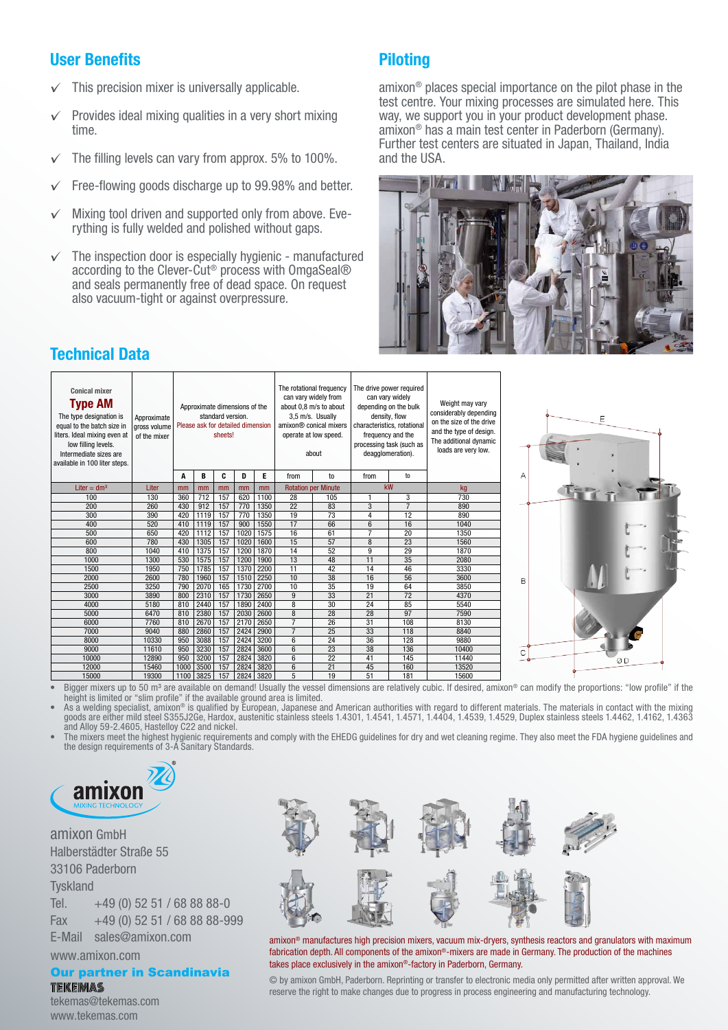## User Benefits

- ✓ This precision mixer is universally applicable.
- ✓ Provides ideal mixing qualities in a very short mixing time.
- ✓ The filling levels can vary from approx. 5% to 100%.
- ✓ Free-flowing goods discharge up to 99.98% and better.
- ✓ Mixing tool driven and supported only from above. Everything is fully welded and polished without gaps.
- ✓ The inspection door is especially hygienic - manufactured according to the Clever-Cut® process with OmgaSeal® and seals permanently free of dead space. On request also vacuum-tight or against overpressure.

## Piloting

amixon® places special importance on the pilot phase in the test centre. Your mixing processes are simulated here. This way, we support you in your product development phase. amixon® has a main test center in Paderborn (Germany). Further test centers are situated in Japan, Thailand, India and the USA.

## Technical Data

| Conical mixer **Type AM** The type designation is equal to the batch size in liters. Ideal mixing even at low filling levels. Intermediate sizes are available in 100 liter steps. | Approximate gross volume of the mixer | Approximate dimensions of the standard version. Please ask for detailed dimension sheets! | | | | | The rotational frequency can vary widely from about 0,8 m/s to about 3,5 m/s. Usually amixon® conical mixers operate at low speed. about | | The drive power required can vary widely depending on the bulk density, flow characteristics, rotational frequency and the processing task (such as deagglomeration). | | Weight may vary considerably depending on the size of the drive and the type of design. The additional dynamic loads are very low. |
|---|---|---|---|---|---|---|---|---|---|---|---|
| | | A | B | C | D | E | from | to | from | to | |
| Liter = dm³ | Liter | mm | mm | mm | mm | mm | Rotation per Minute | | kW | | kg |
| 100 | 130 | 360 | 712 | 157 | 620 | 1100 | 28 | 105 | 1 | 3 | 730 |
| 200 | 260 | 430 | 912 | 157 | 770 | 1350 | 22 | 83 | 3 | 7 | 890 |
| 300 | 390 | 420 | 1119 | 157 | 770 | 1350 | 19 | 73 | 4 | 12 | 890 |
| 400 | 520 | 410 | 1119 | 157 | 900 | 1550 | 17 | 66 | 6 | 16 | 1040 |
| 500 | 650 | 420 | 1112 | 157 | 1020 | 1575 | 16 | 61 | 7 | 20 | 1350 |
| 600 | 780 | 430 | 1305 | 157 | 1020 | 1600 | 15 | 57 | 8 | 23 | 1560 |
| 800 | 1040 | 410 | 1375 | 157 | 1200 | 1870 | 14 | 52 | 9 | 29 | 1870 |
| 1000 | 1300 | 530 | 1575 | 157 | 1200 | 1900 | 13 | 48 | 11 | 35 | 2080 |
| 1500 | 1950 | 750 | 1785 | 157 | 1370 | 2200 | 11 | 42 | 14 | 46 | 3330 |
| 2000 | 2600 | 780 | 1960 | 157 | 1510 | 2250 | 10 | 38 | 16 | 56 | 3600 |
| 2500 | 3250 | 790 | 2070 | 165 | 1730 | 2700 | 10 | 35 | 19 | 64 | 3850 |
| 3000 | 3890 | 800 | 2310 | 157 | 1730 | 2650 | 9 | 33 | 21 | 72 | 4370 |
| 4000 | 5180 | 810 | 2440 | 157 | 1890 | 2400 | 8 | 30 | 24 | 85 | 5540 |
| 5000 | 6470 | 810 | 2380 | 157 | 2030 | 2600 | 8 | 28 | 28 | 97 | 7590 |
| 6000 | 7760 | 810 | 2670 | 157 | 2170 | 2650 | 7 | 26 | 31 | 108 | 8130 |
| 7000 | 9040 | 880 | 2860 | 157 | 2424 | 2900 | 7 | 25 | 33 | 118 | 8840 |
| 8000 | 10330 | 950 | 3088 | 157 | 2424 | 3200 | 6 | 24 | 36 | 128 | 9880 |
| 9000 | 11610 | 950 | 3230 | 157 | 2824 | 3600 | 6 | 23 | 38 | 136 | 10400 |
| 10000 | 12890 | 950 | 3200 | 157 | 2824 | 3820 | 6 | 22 | 41 | 145 | 11440 |
| 12000 | 15460 | 1000 | 3500 | 157 | 2824 | 3820 | 6 | 21 | 45 | 160 | 13520 |
| 15000 | 19300 | 1100 | 3825 | 157 | 2824 | 3820 | 5 | 19 | 51 | 181 | 15600 |

E
A
B
C
Ø D

- Bigger mixers up to 50 m³ are available on demand! Usually the vessel dimensions are relatively cubic. If desired, amixon® can modify the proportions: "low profile" if the height is limited or "slim profile" if the available ground area is limited.
- As a welding specialist, amixon® is qualified by European, Japanese and American authorities with regard to different materials. The materials in contact with the mixing goods are either mild steel S355J2Ge, Hardox, austenitic stainless steels 1.4301, 1.4541, 1.4571, 1.4404, 1.4539, 1.4529, Duplex stainless steels 1.4462, 1.4162, 1.4363 and Alloy 59-2.4605, Hastelloy C22 and nickel.
- The mixers meet the highest hygienic requirements and comply with the EHEDG guidelines for dry and wet cleaning regime. They also meet the FDA hygiene guidelines and the design requirements of 3-A Sanitary Standards.

amixon® MIXING TECHNOLOGY

amixon GmbH
Halberstädter Straße 55
33106 Paderborn
Tyskland
Tel. +49 (0) 52 51 / 68 88 88-0
Fax +49 (0) 52 51 / 68 88 88-999
E-Mail sales@amixon.com
www.amixon.com

**Our partner in Scandinavia**
TEKEMAS
tekemas@tekemas.com
www.tekemas.com

amixon® manufactures high precision mixers, vacuum mix-dryers, synthesis reactors and granulators with maximum fabrication depth. All components of the amixon®-mixers are made in Germany. The production of the machines takes place exclusively in the amixon®-factory in Paderborn, Germany.

© by amixon GmbH, Paderborn. Reprinting or transfer to electronic media only permitted after written approval. We reserve the right to make changes due to progress in process engineering and manufacturing technology.